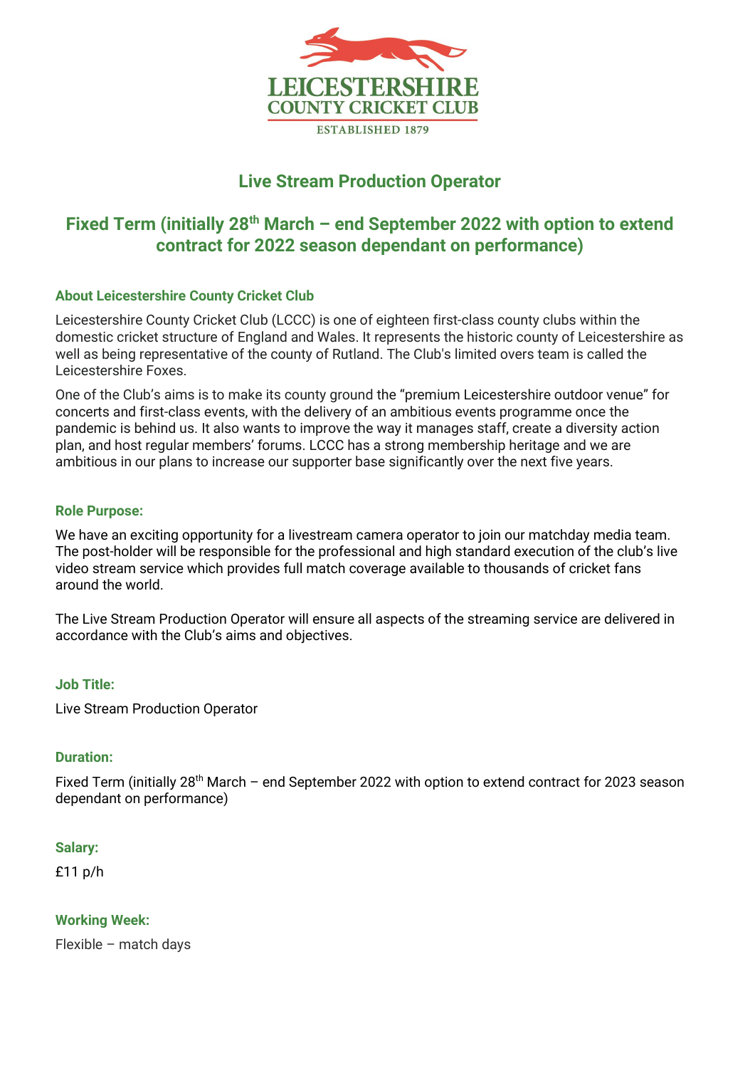LEICESTERSHIRE
COUNTY CRICKET CLUB
ESTABLISHED 1879

# Live Stream Production Operator

## Fixed Term (initially 28th March – end September 2022 with option to extend contract for 2022 season dependant on performance)

### About Leicestershire County Cricket Club

Leicestershire County Cricket Club (LCCC) is one of eighteen first-class county clubs within the domestic cricket structure of England and Wales. It represents the historic county of Leicestershire as well as being representative of the county of Rutland. The Club's limited overs team is called the Leicestershire Foxes.

One of the Club's aims is to make its county ground the "premium Leicestershire outdoor venue" for concerts and first-class events, with the delivery of an ambitious events programme once the pandemic is behind us. It also wants to improve the way it manages staff, create a diversity action plan, and host regular members' forums. LCCC has a strong membership heritage and we are ambitious in our plans to increase our supporter base significantly over the next five years.

### Role Purpose:

We have an exciting opportunity for a livestream camera operator to join our matchday media team. The post-holder will be responsible for the professional and high standard execution of the club's live video stream service which provides full match coverage available to thousands of cricket fans around the world.

The Live Stream Production Operator will ensure all aspects of the streaming service are delivered in accordance with the Club's aims and objectives.

### Job Title:

Live Stream Production Operator

### Duration:

Fixed Term (initially 28th March – end September 2022 with option to extend contract for 2023 season dependant on performance)

### Salary:

£11 p/h

### Working Week:

Flexible – match days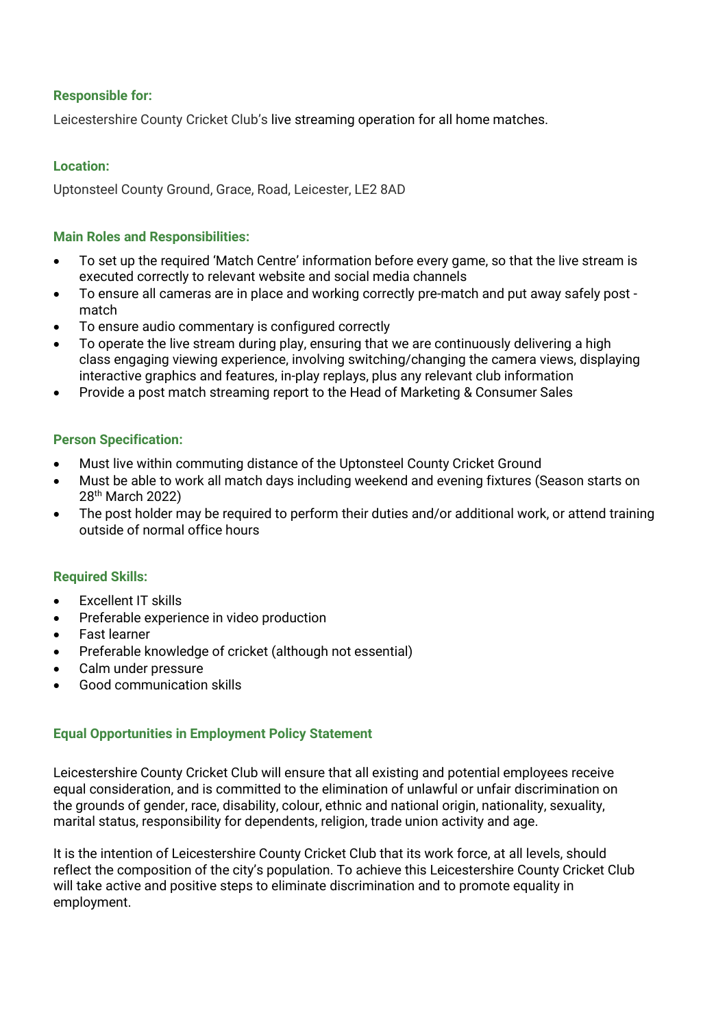**Responsible for:**

Leicestershire County Cricket Club's live streaming operation for all home matches.

**Location:**

Uptonsteel County Ground, Grace, Road, Leicester, LE2 8AD

**Main Roles and Responsibilities:**

- To set up the required 'Match Centre' information before every game, so that the live stream is executed correctly to relevant website and social media channels
- To ensure all cameras are in place and working correctly pre-match and put away safely post - match
- To ensure audio commentary is configured correctly
- To operate the live stream during play, ensuring that we are continuously delivering a high class engaging viewing experience, involving switching/changing the camera views, displaying interactive graphics and features, in-play replays, plus any relevant club information
- Provide a post match streaming report to the Head of Marketing & Consumer Sales

**Person Specification:**

- Must live within commuting distance of the Uptonsteel County Cricket Ground
- Must be able to work all match days including weekend and evening fixtures (Season starts on 28th March 2022)
- The post holder may be required to perform their duties and/or additional work, or attend training outside of normal office hours

**Required Skills:**

- Excellent IT skills
- Preferable experience in video production
- Fast learner
- Preferable knowledge of cricket (although not essential)
- Calm under pressure
- Good communication skills

**Equal Opportunities in Employment Policy Statement**

Leicestershire County Cricket Club will ensure that all existing and potential employees receive equal consideration, and is committed to the elimination of unlawful or unfair discrimination on the grounds of gender, race, disability, colour, ethnic and national origin, nationality, sexuality, marital status, responsibility for dependents, religion, trade union activity and age.

It is the intention of Leicestershire County Cricket Club that its work force, at all levels, should reflect the composition of the city's population. To achieve this Leicestershire County Cricket Club will take active and positive steps to eliminate discrimination and to promote equality in employment.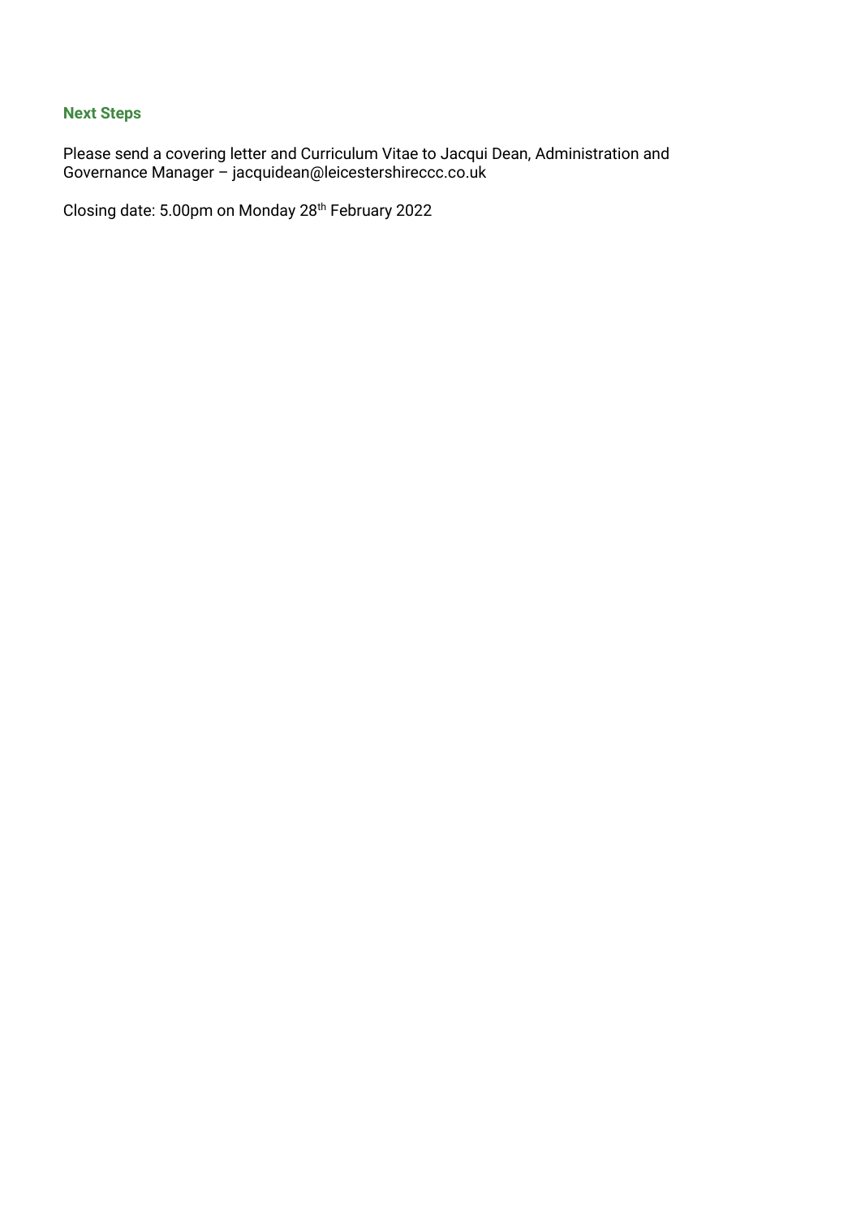## Next Steps

Please send a covering letter and Curriculum Vitae to Jacqui Dean, Administration and Governance Manager – jacquidean@leicestershireccc.co.uk

Closing date: 5.00pm on Monday 28th February 2022